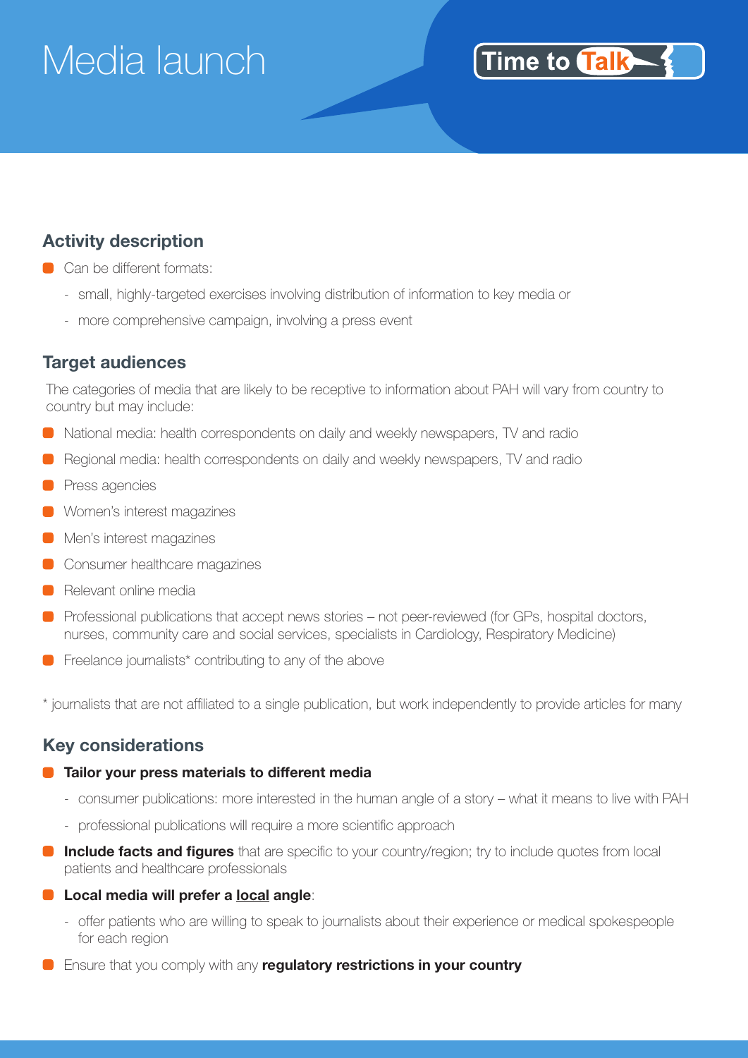# Media launch

Time to Talk

## Activity description

- Can be different formats:
  - small, highly-targeted exercises involving distribution of information to key media or
  - more comprehensive campaign, involving a press event

## Target audiences

The categories of media that are likely to be receptive to information about PAH will vary from country to country but may include:

- National media: health correspondents on daily and weekly newspapers, TV and radio
- Regional media: health correspondents on daily and weekly newspapers, TV and radio
- Press agencies
- Women's interest magazines
- Men's interest magazines
- Consumer healthcare magazines
- Relevant online media
- Professional publications that accept news stories – not peer-reviewed (for GPs, hospital doctors, nurses, community care and social services, specialists in Cardiology, Respiratory Medicine)
- Freelance journalists* contributing to any of the above

* journalists that are not affiliated to a single publication, but work independently to provide articles for many

## Key considerations

- **Tailor your press materials to different media**
  - consumer publications: more interested in the human angle of a story – what it means to live with PAH
  - professional publications will require a more scientific approach
- **Include facts and figures** that are specific to your country/region; try to include quotes from local patients and healthcare professionals
- **Local media will prefer a <u>local</u> angle**:
  - offer patients who are willing to speak to journalists about their experience or medical spokespeople for each region
- Ensure that you comply with any **regulatory restrictions in your country**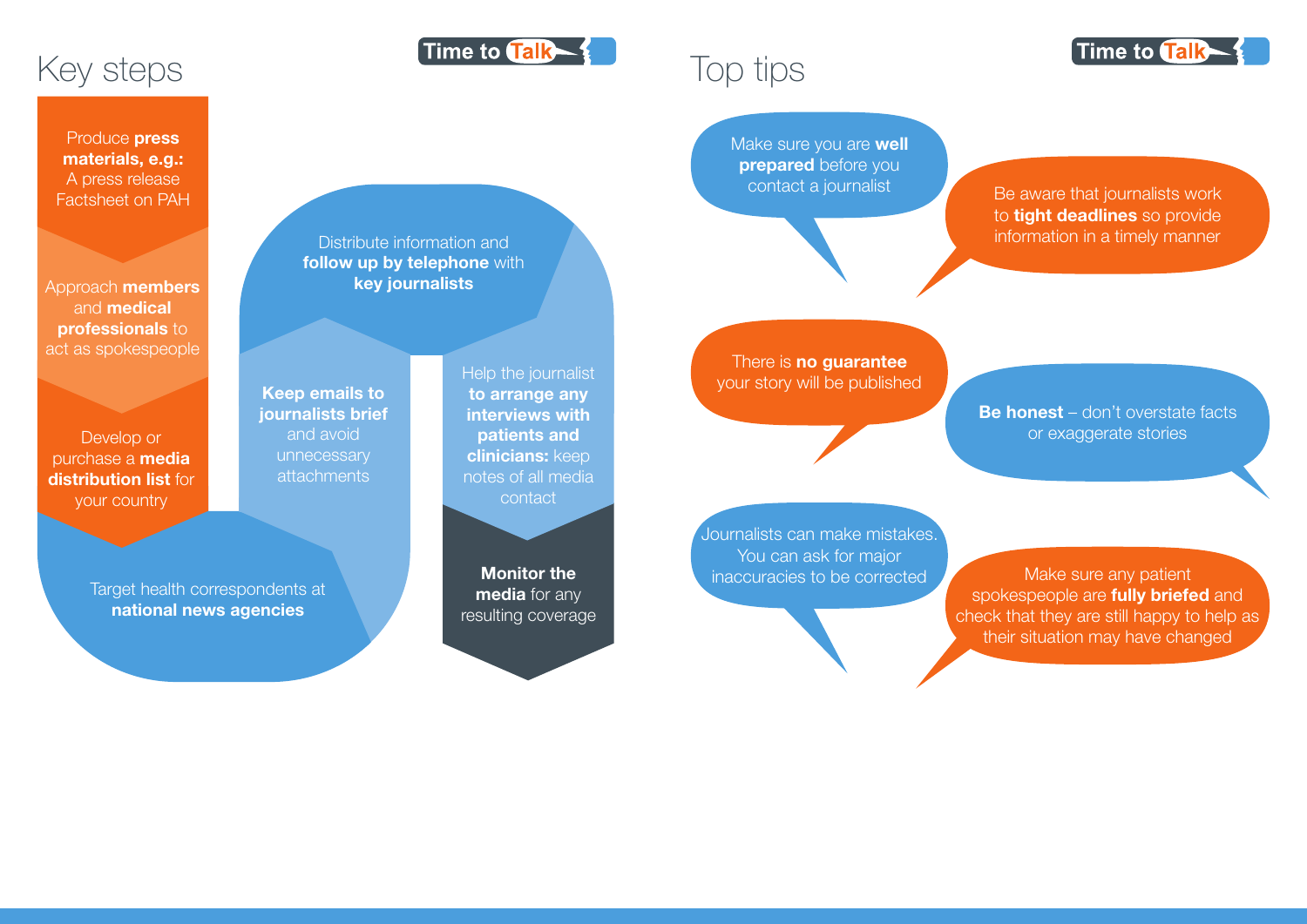# Key steps

1. Produce **press materials, e.g.:** A press release Factsheet on PAH
2. Approach **members** and **medical professionals** to act as spokespeople
3. Develop or purchase a **media distribution list** for your country
4. Target health correspondents at **national news agencies**
5. **Keep emails to journalists brief** and avoid unnecessary attachments
6. Distribute information and **follow up by telephone** with **key journalists**
7. Help the journalist **to arrange any interviews with patients and clinicians:** keep notes of all media contact
8. **Monitor the media** for any resulting coverage

# Top tips

- Make sure you are **well prepared** before you contact a journalist
- Be aware that journalists work to **tight deadlines** so provide information in a timely manner
- There is **no guarantee** your story will be published
- **Be honest** – don't overstate facts or exaggerate stories
- Journalists can make mistakes. You can ask for major inaccuracies to be corrected
- Make sure any patient spokespeople are **fully briefed** and check that they are still happy to help as their situation may have changed